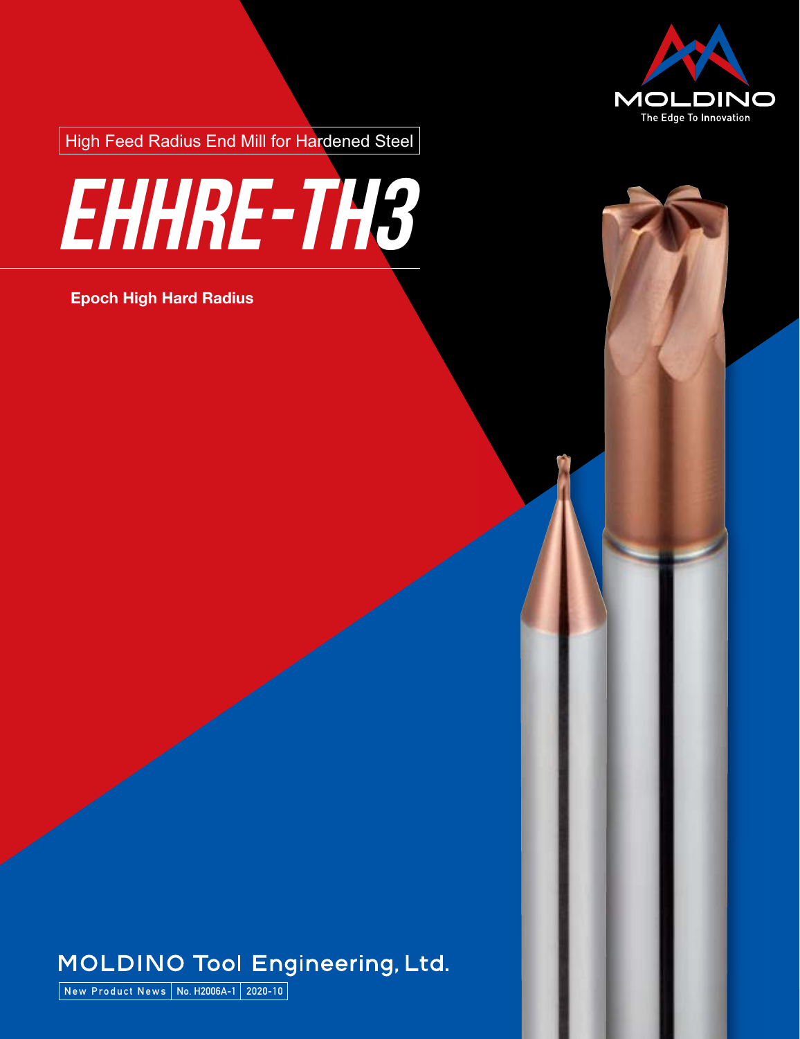MOLDINO

The Edge To Innovation

High Feed Radius End Mill for Hardened Steel

# EHHRE-TH3

**Epoch High Hard Radius**

MOLDINO Tool Engineering, Ltd.

New Product News | No. H2006A-1 | 2020-10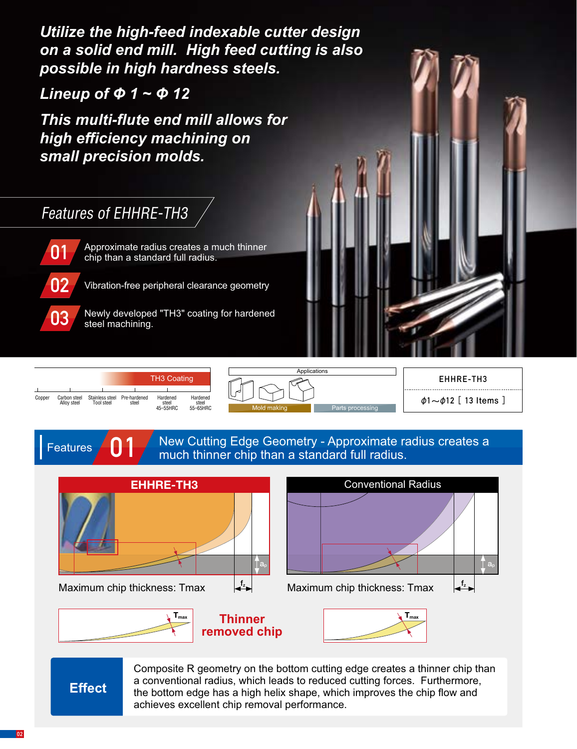# Utilize the high-feed indexable cutter design on a solid end mill. High feed cutting is also possible in high hardness steels.

***Lineup of Φ 1 ~ Φ 12***

***This multi-flute end mill allows for high efficiency machining on small precision molds.***

## Features of EHHRE-TH3

**01** Approximate radius creates a much thinner chip than a standard full radius.

**02** Vibration-free peripheral clearance geometry

**03** Newly developed "TH3" coating for hardened steel machining.

TH3 Coating

| Copper | Carbon steel Alloy steel | Stainless steel Tool steel | Pre-hardened steel | Hardened steel 45~55HRC | Hardened steel 55~65HRC |
|---|---|---|---|---|---|

Applications: Mold making, Parts processing

| EHHRE-TH3 |
|---|
| ϕ1～ϕ12 [ 13 Items ] |

## Features 01 New Cutting Edge Geometry - Approximate radius creates a much thinner chip than a standard full radius.

| EHHRE-TH3 | Conventional Radius |
|---|---|
| Maximum chip thickness: Tmax | Maximum chip thickness: Tmax |

$a_p$, $f_z$, $T_{max}$

**Thinner removed chip**

**Effect**

Composite R geometry on the bottom cutting edge creates a thinner chip than a conventional radius, which leads to reduced cutting forces. Furthermore, the bottom edge has a high helix shape, which improves the chip flow and achieves excellent chip removal performance.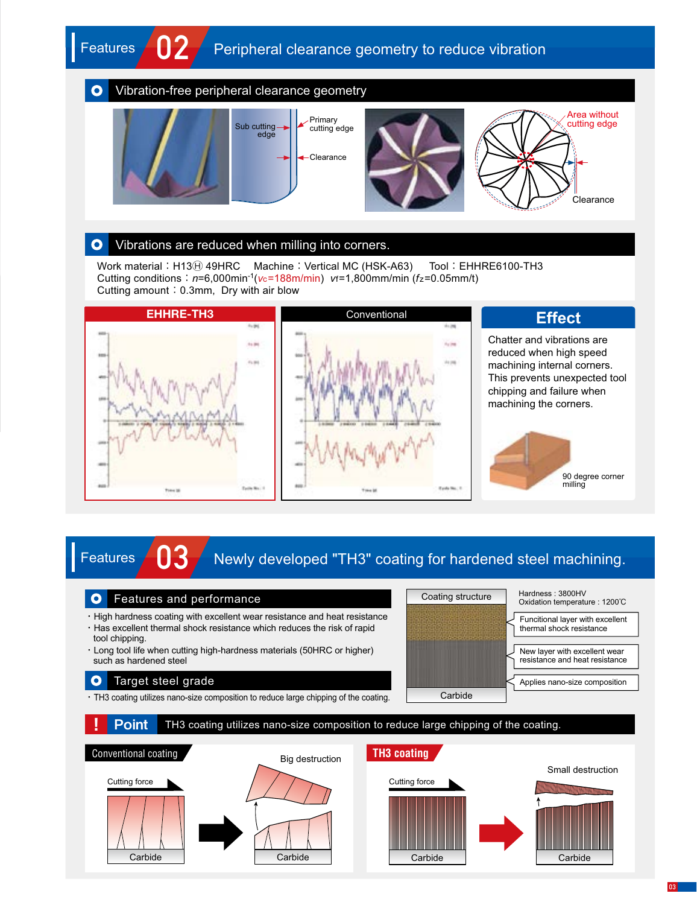# Features 02 Peripheral clearance geometry to reduce vibration

## Vibration-free peripheral clearance geometry

Sub cutting edge

Primary cutting edge

Clearance

Area without cutting edge

Clearance

## Vibrations are reduced when milling into corners.

Work material：H13Ⓗ 49HRC　Machine：Vertical MC (HSK-A63)　Tool：EHHRE6100-TH3
Cutting conditions：$n$=6,000min$^{-1}$($v_c$=188m/min)　$v_f$=1,800mm/min ($f_z$=0.05mm/t)
Cutting amount：0.3mm,  Dry with air blow

**EHHRE-TH3**

**Conventional**

### Effect

Chatter and vibrations are reduced when high speed machining internal corners. This prevents unexpected tool chipping and failure when machining the corners.

90 degree corner milling

# Features 03 Newly developed "TH3" coating for hardened steel machining.

## Features and performance

- High hardness coating with excellent wear resistance and heat resistance
- Has excellent thermal shock resistance which reduces the risk of rapid tool chipping.
- Long tool life when cutting high-hardness materials (50HRC or higher) such as hardened steel

## Target steel grade

- TH3 coating utilizes nano-size composition to reduce large chipping of the coating.

Coating structure

Hardness : 3800HV
Oxidation temperature : 1200℃

Funcitional layer with excellent thermal shock resistance

New layer with excellent wear resistance and heat resistance

Applies nano-size composition

Carbide

## ! Point　TH3 coating utilizes nano-size composition to reduce large chipping of the coating.

**Conventional coating**

Cutting force

Carbide

Big destruction

Carbide

**TH3 coating**

Cutting force

Carbide

Small destruction

Carbide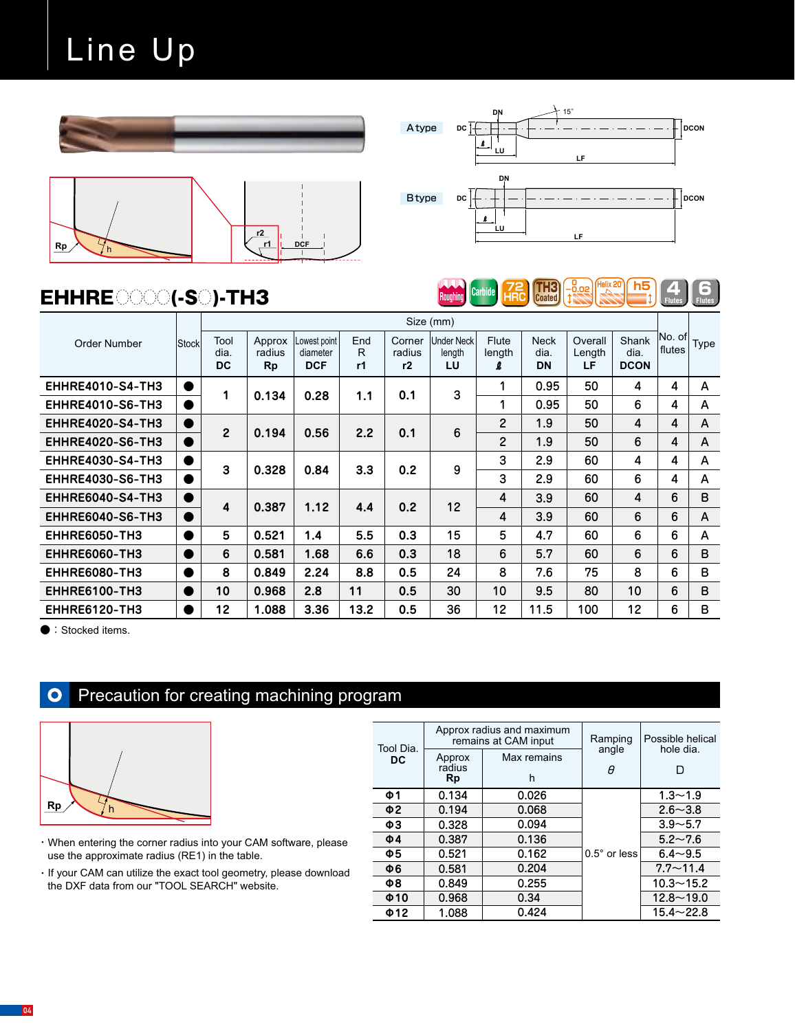# Line Up

A type

B type

## EHHRE○○○○(-S○)-TH3

Roughing / Carbide / 72 HRC / TH3 Coated / 0.02 / Helix 20° / h5 / 4 Flutes / 6 Flutes

| Order Number | Stock | Size (mm) | | | | | | | | | | No. of flutes | Type |
|---|---|---|---|---|---|---|---|---|---|---|---|---|---|
| | | Tool dia. DC | Approx radius Rp | Lowest point diameter DCF | End R r1 | Corner radius r2 | Under Neck length LU | Flute length ℓ | Neck dia. DN | Overall Length LF | Shank dia. DCON | | |
| EHHRE4010-S4-TH3 | ● | 1 | 0.134 | 0.28 | 1.1 | 0.1 | 3 | 1 | 0.95 | 50 | 4 | 4 | A |
| EHHRE4010-S6-TH3 | ● | 1 | 0.134 | 0.28 | 1.1 | 0.1 | 3 | 1 | 0.95 | 50 | 6 | 4 | A |
| EHHRE4020-S4-TH3 | ● | 2 | 0.194 | 0.56 | 2.2 | 0.1 | 6 | 2 | 1.9 | 50 | 4 | 4 | A |
| EHHRE4020-S6-TH3 | ● | 2 | 0.194 | 0.56 | 2.2 | 0.1 | 6 | 2 | 1.9 | 50 | 6 | 4 | A |
| EHHRE4030-S4-TH3 | ● | 3 | 0.328 | 0.84 | 3.3 | 0.2 | 9 | 3 | 2.9 | 60 | 4 | 4 | A |
| EHHRE4030-S6-TH3 | ● | 3 | 0.328 | 0.84 | 3.3 | 0.2 | 9 | 3 | 2.9 | 60 | 6 | 4 | A |
| EHHRE6040-S4-TH3 | ● | 4 | 0.387 | 1.12 | 4.4 | 0.2 | 12 | 4 | 3.9 | 60 | 4 | 6 | B |
| EHHRE6040-S6-TH3 | ● | 4 | 0.387 | 1.12 | 4.4 | 0.2 | 12 | 4 | 3.9 | 60 | 6 | 6 | A |
| EHHRE6050-TH3 | ● | 5 | 0.521 | 1.4 | 5.5 | 0.3 | 15 | 5 | 4.7 | 60 | 6 | 6 | A |
| EHHRE6060-TH3 | ● | 6 | 0.581 | 1.68 | 6.6 | 0.3 | 18 | 6 | 5.7 | 60 | 6 | 6 | B |
| EHHRE6080-TH3 | ● | 8 | 0.849 | 2.24 | 8.8 | 0.5 | 24 | 8 | 7.6 | 75 | 8 | 6 | B |
| EHHRE6100-TH3 | ● | 10 | 0.968 | 2.8 | 11 | 0.5 | 30 | 10 | 9.5 | 80 | 10 | 6 | B |
| EHHRE6120-TH3 | ● | 12 | 1.088 | 3.36 | 13.2 | 0.5 | 36 | 12 | 11.5 | 100 | 12 | 6 | B |

● : Stocked items.

## Precaution for creating machining program

- When entering the corner radius into your CAM software, please use the approximate radius (RE1) in the table.
- If your CAM can utilize the exact tool geometry, please download the DXF data from our "TOOL SEARCH" website.

| Tool Dia. DC | Approx radius and maximum remains at CAM input | | Ramping angle $\theta$ | Possible helical hole dia. D |
|---|---|---|---|---|
| | Approx radius Rp | Max remains h | | |
| Φ1 | 0.134 | 0.026 | 0.5° or less | 1.3~1.9 |
| Φ2 | 0.194 | 0.068 | | 2.6~3.8 |
| Φ3 | 0.328 | 0.094 | | 3.9~5.7 |
| Φ4 | 0.387 | 0.136 | | 5.2~7.6 |
| Φ5 | 0.521 | 0.162 | | 6.4~9.5 |
| Φ6 | 0.581 | 0.204 | | 7.7~11.4 |
| Φ8 | 0.849 | 0.255 | | 10.3~15.2 |
| Φ10 | 0.968 | 0.34 | | 12.8~19.0 |
| Φ12 | 1.088 | 0.424 | | 15.4~22.8 |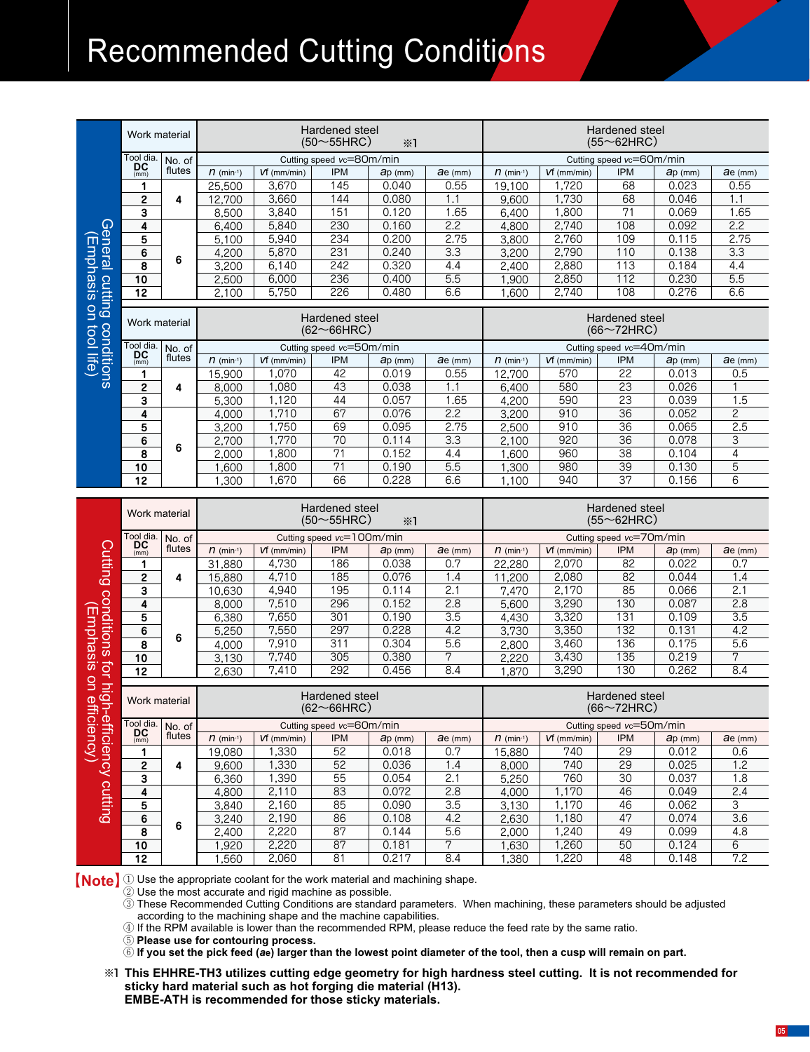# Recommended Cutting Conditions

## General cutting conditions (Emphasis on tool life)

| Work material | | Hardened steel (50～55HRC) ※1 | | | | | Hardened steel (55～62HRC) | | | | |
|---|---|---|---|---|---|---|---|---|---|---|---|
| | | Cutting speed $v_c$=80m/min | | | | | Cutting speed $v_c$=60m/min | | | | |
| Tool dia. DC (mm) | No. of flutes | $n$ (min⁻¹) | $v_f$ (mm/min) | IPM | $a_p$ (mm) | $a_e$ (mm) | $n$ (min⁻¹) | $v_f$ (mm/min) | IPM | $a_p$ (mm) | $a_e$ (mm) |
| 1 | 4 | 25,500 | 3,670 | 145 | 0.040 | 0.55 | 19,100 | 1,720 | 68 | 0.023 | 0.55 |
| 2 | 4 | 12,700 | 3,660 | 144 | 0.080 | 1.1 | 9,600 | 1,730 | 68 | 0.046 | 1.1 |
| 3 | 4 | 8,500 | 3,840 | 151 | 0.120 | 1.65 | 6,400 | 1,800 | 71 | 0.069 | 1.65 |
| 4 | 6 | 6,400 | 5,840 | 230 | 0.160 | 2.2 | 4,800 | 2,740 | 108 | 0.092 | 2.2 |
| 5 | 6 | 5,100 | 5,940 | 234 | 0.200 | 2.75 | 3,800 | 2,760 | 109 | 0.115 | 2.75 |
| 6 | 6 | 4,200 | 5,870 | 231 | 0.240 | 3.3 | 3,200 | 2,790 | 110 | 0.138 | 3.3 |
| 8 | 6 | 3,200 | 6,140 | 242 | 0.320 | 4.4 | 2,400 | 2,880 | 113 | 0.184 | 4.4 |
| 10 | 6 | 2,500 | 6,000 | 236 | 0.400 | 5.5 | 1,900 | 2,850 | 112 | 0.230 | 5.5 |
| 12 | 6 | 2,100 | 5,750 | 226 | 0.480 | 6.6 | 1,600 | 2,740 | 108 | 0.276 | 6.6 |

| Work material | | Hardened steel (62～66HRC) | | | | | Hardened steel (66～72HRC) | | | | |
|---|---|---|---|---|---|---|---|---|---|---|---|
| | | Cutting speed $v_c$=50m/min | | | | | Cutting speed $v_c$=40m/min | | | | |
| Tool dia. DC (mm) | No. of flutes | $n$ (min⁻¹) | $v_f$ (mm/min) | IPM | $a_p$ (mm) | $a_e$ (mm) | $n$ (min⁻¹) | $v_f$ (mm/min) | IPM | $a_p$ (mm) | $a_e$ (mm) |
| 1 | 4 | 15,900 | 1,070 | 42 | 0.019 | 0.55 | 12,700 | 570 | 22 | 0.013 | 0.5 |
| 2 | 4 | 8,000 | 1,080 | 43 | 0.038 | 1.1 | 6,400 | 580 | 23 | 0.026 | 1 |
| 3 | 4 | 5,300 | 1,120 | 44 | 0.057 | 1.65 | 4,200 | 590 | 23 | 0.039 | 1.5 |
| 4 | 6 | 4,000 | 1,710 | 67 | 0.076 | 2.2 | 3,200 | 910 | 36 | 0.052 | 2 |
| 5 | 6 | 3,200 | 1,750 | 69 | 0.095 | 2.75 | 2,500 | 910 | 36 | 0.065 | 2.5 |
| 6 | 6 | 2,700 | 1,770 | 70 | 0.114 | 3.3 | 2,100 | 920 | 36 | 0.078 | 3 |
| 8 | 6 | 2,000 | 1,800 | 71 | 0.152 | 4.4 | 1,600 | 960 | 38 | 0.104 | 4 |
| 10 | 6 | 1,600 | 1,800 | 71 | 0.190 | 5.5 | 1,300 | 980 | 39 | 0.130 | 5 |
| 12 | 6 | 1,300 | 1,670 | 66 | 0.228 | 6.6 | 1,100 | 940 | 37 | 0.156 | 6 |

## Cutting conditions for high-efficiency cutting (Emphasis on efficiency)

| Work material | | Hardened steel (50～55HRC) ※1 | | | | | Hardened steel (55～62HRC) | | | | |
|---|---|---|---|---|---|---|---|---|---|---|---|
| | | Cutting speed $v_c$=100m/min | | | | | Cutting speed $v_c$=70m/min | | | | |
| Tool dia. DC (mm) | No. of flutes | $n$ (min⁻¹) | $v_f$ (mm/min) | IPM | $a_p$ (mm) | $a_e$ (mm) | $n$ (min⁻¹) | $v_f$ (mm/min) | IPM | $a_p$ (mm) | $a_e$ (mm) |
| 1 | 4 | 31,880 | 4,730 | 186 | 0.038 | 0.7 | 22,280 | 2,070 | 82 | 0.022 | 0.7 |
| 2 | 4 | 15,880 | 4,710 | 185 | 0.076 | 1.4 | 11,200 | 2,080 | 82 | 0.044 | 1.4 |
| 3 | 4 | 10,630 | 4,940 | 195 | 0.114 | 2.1 | 7,470 | 2,170 | 85 | 0.066 | 2.1 |
| 4 | 6 | 8,000 | 7,510 | 296 | 0.152 | 2.8 | 5,600 | 3,290 | 130 | 0.087 | 2.8 |
| 5 | 6 | 6,380 | 7,650 | 301 | 0.190 | 3.5 | 4,430 | 3,320 | 131 | 0.109 | 3.5 |
| 6 | 6 | 5,250 | 7,550 | 297 | 0.228 | 4.2 | 3,730 | 3,350 | 132 | 0.131 | 4.2 |
| 8 | 6 | 4,000 | 7,910 | 311 | 0.304 | 5.6 | 2,800 | 3,460 | 136 | 0.175 | 5.6 |
| 10 | 6 | 3,130 | 7,740 | 305 | 0.380 | 7 | 2,220 | 3,430 | 135 | 0.219 | 7 |
| 12 | 6 | 2,630 | 7,410 | 292 | 0.456 | 8.4 | 1,870 | 3,290 | 130 | 0.262 | 8.4 |

| Work material | | Hardened steel (62～66HRC) | | | | | Hardened steel (66～72HRC) | | | | |
|---|---|---|---|---|---|---|---|---|---|---|---|
| | | Cutting speed $v_c$=60m/min | | | | | Cutting speed $v_c$=50m/min | | | | |
| Tool dia. DC (mm) | No. of flutes | $n$ (min⁻¹) | $v_f$ (mm/min) | IPM | $a_p$ (mm) | $a_e$ (mm) | $n$ (min⁻¹) | $v_f$ (mm/min) | IPM | $a_p$ (mm) | $a_e$ (mm) |
| 1 | 4 | 19,080 | 1,330 | 52 | 0.018 | 0.7 | 15,880 | 740 | 29 | 0.012 | 0.6 |
| 2 | 4 | 9,600 | 1,330 | 52 | 0.036 | 1.4 | 8,000 | 740 | 29 | 0.025 | 1.2 |
| 3 | 4 | 6,360 | 1,390 | 55 | 0.054 | 2.1 | 5,250 | 760 | 30 | 0.037 | 1.8 |
| 4 | 6 | 4,800 | 2,110 | 83 | 0.072 | 2.8 | 4,000 | 1,170 | 46 | 0.049 | 2.4 |
| 5 | 6 | 3,840 | 2,160 | 85 | 0.090 | 3.5 | 3,130 | 1,170 | 46 | 0.062 | 3 |
| 6 | 6 | 3,240 | 2,190 | 86 | 0.108 | 4.2 | 2,630 | 1,180 | 47 | 0.074 | 3.6 |
| 8 | 6 | 2,400 | 2,220 | 87 | 0.144 | 5.6 | 2,000 | 1,240 | 49 | 0.099 | 4.8 |
| 10 | 6 | 1,920 | 2,220 | 87 | 0.181 | 7 | 1,630 | 1,260 | 50 | 0.124 | 6 |
| 12 | 6 | 1,560 | 2,060 | 81 | 0.217 | 8.4 | 1,380 | 1,220 | 48 | 0.148 | 7.2 |

**【Note】**
① Use the appropriate coolant for the work material and machining shape.
② Use the most accurate and rigid machine as possible.
③ These Recommended Cutting Conditions are standard parameters. When machining, these parameters should be adjusted according to the machining shape and the machine capabilities.
④ If the RPM available is lower than the recommended RPM, please reduce the feed rate by the same ratio.
⑤ **Please use for contouring process.**
⑥ **If you set the pick feed ($a_e$) larger than the lowest point diameter of the tool, then a cusp will remain on part.**

※1 **This EHHRE-TH3 utilizes cutting edge geometry for high hardness steel cutting. It is not recommended for sticky hard material such as hot forging die material (H13). EMBE-ATH is recommended for those sticky materials.**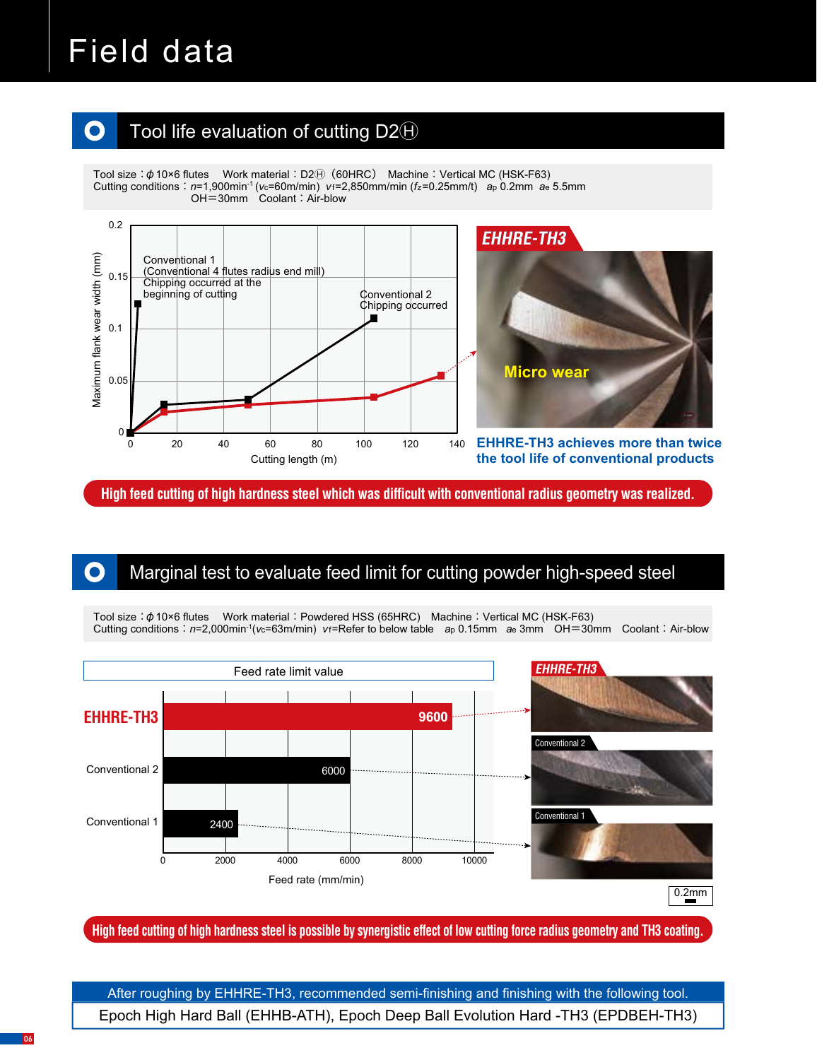# Field data

## Tool life evaluation of cutting D2Ⓗ

Tool size：$\phi$10×6 flutes　Work material：D2Ⓗ（60HRC）　Machine：Vertical MC (HSK-F63)
Cutting conditions：$n$=1,900min$^{-1}$ ($v_c$=60m/min)　$v_f$=2,850mm/min ($f_z$=0.25mm/t)　$a_p$ 0.2mm　$a_e$ 5.5mm
OH＝30mm　Coolant：Air-blow

Maximum flank wear width (mm) vs. Cutting length (m)

- Conventional 1 (Conventional 4 flutes radius end mill): Chipping occurred at the beginning of cutting
- Conventional 2: Chipping occurred

EHHRE-TH3

Micro wear

**EHHRE-TH3 achieves more than twice the tool life of conventional products**

**High feed cutting of high hardness steel which was difficult with conventional radius geometry was realized.**

## Marginal test to evaluate feed limit for cutting powder high-speed steel

Tool size：$\phi$10×6 flutes　Work material：Powdered HSS (65HRC)　Machine：Vertical MC (HSK-F63)
Cutting conditions：$n$=2,000min$^{-1}$($v_c$=63m/min)　$v_f$=Refer to below table　$a_p$ 0.15mm　$a_e$ 3mm　OH＝30mm　Coolant：Air-blow

Feed rate limit value

| Tool | Feed rate (mm/min) |
|---|---|
| EHHRE-TH3 | 9600 |
| Conventional 2 | 6000 |
| Conventional 1 | 2400 |

EHHRE-TH3 / Conventional 2 / Conventional 1

0.2mm

**High feed cutting of high hardness steel is possible by synergistic effect of low cutting force radius geometry and TH3 coating.**

After roughing by EHHRE-TH3, recommended semi-finishing and finishing with the following tool.

Epoch High Hard Ball (EHHB-ATH), Epoch Deep Ball Evolution Hard -TH3 (EPDBEH-TH3)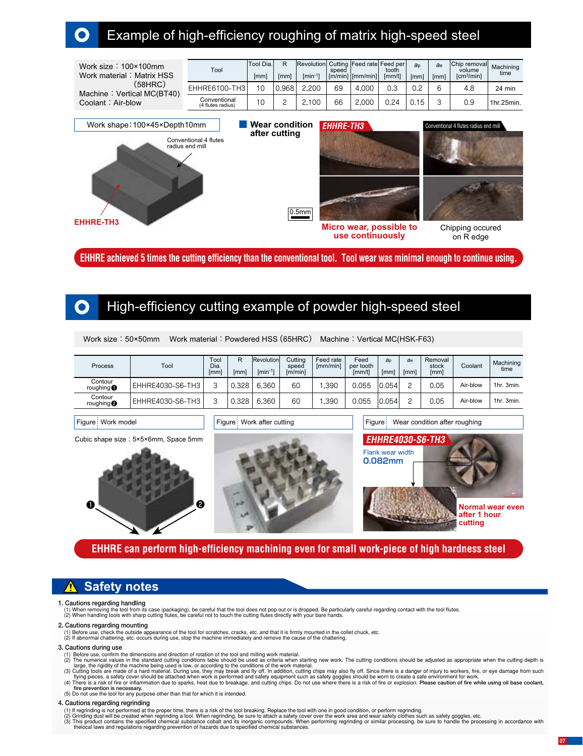## Example of high-efficiency roughing of matrix high-speed steel

Work size：100×100mm
Work material：Matrix HSS (58HRC)
Machine：Vertical MC(BT40)
Coolant：Air-blow

| Tool | Tool Dia. [mm] | R [mm] | Revolution [min⁻¹] | Cutting speed [m/min] | Feed rate [mm/min] | Feed per tooth [mm/t] | $a_p$ [mm] | $a_e$ [mm] | Chip removal volume [cm³/min] | Machining time |
|---|---|---|---|---|---|---|---|---|---|---|
| EHHRE6100-TH3 | 10 | 0.968 | 2,200 | 69 | 4,000 | 0.3 | 0.2 | 6 | 4.8 | 24 min |
| Conventional (4 flutes radius) | 10 | 2 | 2,100 | 66 | 2,000 | 0.24 | 0.15 | 3 | 0.9 | 1hr.25min. |

Work shape：100×45×Depth10mm

Conventional 4 flutes radius end mill

EHHRE-TH3

**Wear condition after cutting**

EHHRE-TH3 | Conventional 4 flutes radius end mill

0.5mm

**Micro wear, possible to use continuously**

Chipping occured on R edge

**EHHRE achieved 5 times the cutting efficiency than the conventional tool. Tool wear was minimal enough to continue using.**

## High-efficiency cutting example of powder high-speed steel

Work size：50×50mm Work material：Powdered HSS (65HRC) Machine：Vertical MC(HSK-F63)

| Process | Tool | Tool Dia. [mm] | R [mm] | Revolution [min⁻¹] | Cutting speed [m/min] | Feed rate [mm/min] | Feed per tooth [mm/t] | $a_p$ [mm] | $a_e$ [mm] | Removal stock [mm] | Coolant | Machining time |
|---|---|---|---|---|---|---|---|---|---|---|---|---|
| Contour roughing ❶ | EHHRE4030-S6-TH3 | 3 | 0.328 | 6,360 | 60 | 1,390 | 0.055 | 0.054 | 2 | 0.05 | Air-blow | 1hr. 3min. |
| Contour roughing ❷ | EHHRE4030-S6-TH3 | 3 | 0.328 | 6,360 | 60 | 1,390 | 0.055 | 0.054 | 2 | 0.05 | Air-blow | 1hr. 3min. |

Figure Work model

Cubic shape size：5×5×6mm, Space 5mm

❶ ❷

Figure Work after cutting

Figure Wear condition after roughing

EHHRE4030-S6-TH3

Flank wear width
0.082mm

**Normal wear even after 1 hour cutting**

**EHHRE can perform high-efficiency machining even for small work-piece of high hardness steel**

## ⚠ Safety notes

1. Cautions regarding handling
   (1) When removing the tool from its case (packaging), be careful that the tool does not pop out or is dropped. Be particularly careful regarding contact with the tool flutes.
   (2) When handling tools with sharp cutting flutes, be careful not to touch the cutting flutes directly with your bare hands.

2. Cautions regarding mounting
   (1) Before use, check the outside appearance of the tool for scratches, cracks, etc. and that it is firmly mounted in the collet chuck, etc.
   (2) If abnormal chattering, etc. occurs during use, stop the machine immediately and remove the cause of the chattering.

3. Cautions during use
   (1) Before use, confirm the dimensions and direction of rotation of the tool and milling work material.
   (2) The numerical values in the standard cutting conditions table should be used as criteria when starting new work. The cutting conditions should be adjusted as appropriate when the cutting depth is large, the rigidity of the machine being used is low, or according to the conditions of the work material.
   (3) Cutting tools are made of a hard material. During use, they may break and fly off. In addition, cutting chips may also fly off. Since there is a danger of injury to workers, fire, or eye damage from such flying pieces, a safety cover should be attached when work is performed and safety equipment such as safety goggles should be worn to create a safe environment for work.
   (4) There is a risk of fire or inflammation due to sparks, heat due to breakage, and cutting chips. Do not use where there is a risk of fire or explosion. **Please caution of fire while using oil base coolant, fire prevention is necessary.**
   (5) Do not use the tool for any purpose other than that for which it is intended.

4. Cautions regarding regrinding
   (1) If regrinding is not performed at the proper time, there is a risk of the tool breaking. Replace the tool with one in good condition, or perform regrinding.
   (2) Grinding dust will be created when regrinding a tool. When regrinding, be sure to attach a safety cover over the work area and wear safety clothes such as safety goggles, etc.
   (3) This product contains the specified chemical substance cobalt and its inorganic compounds. When performing regrinding or similar processing, be sure to handle the processing in accordance with thelocal laws and regulations regarding prevention of hazards due to specified chemical substances.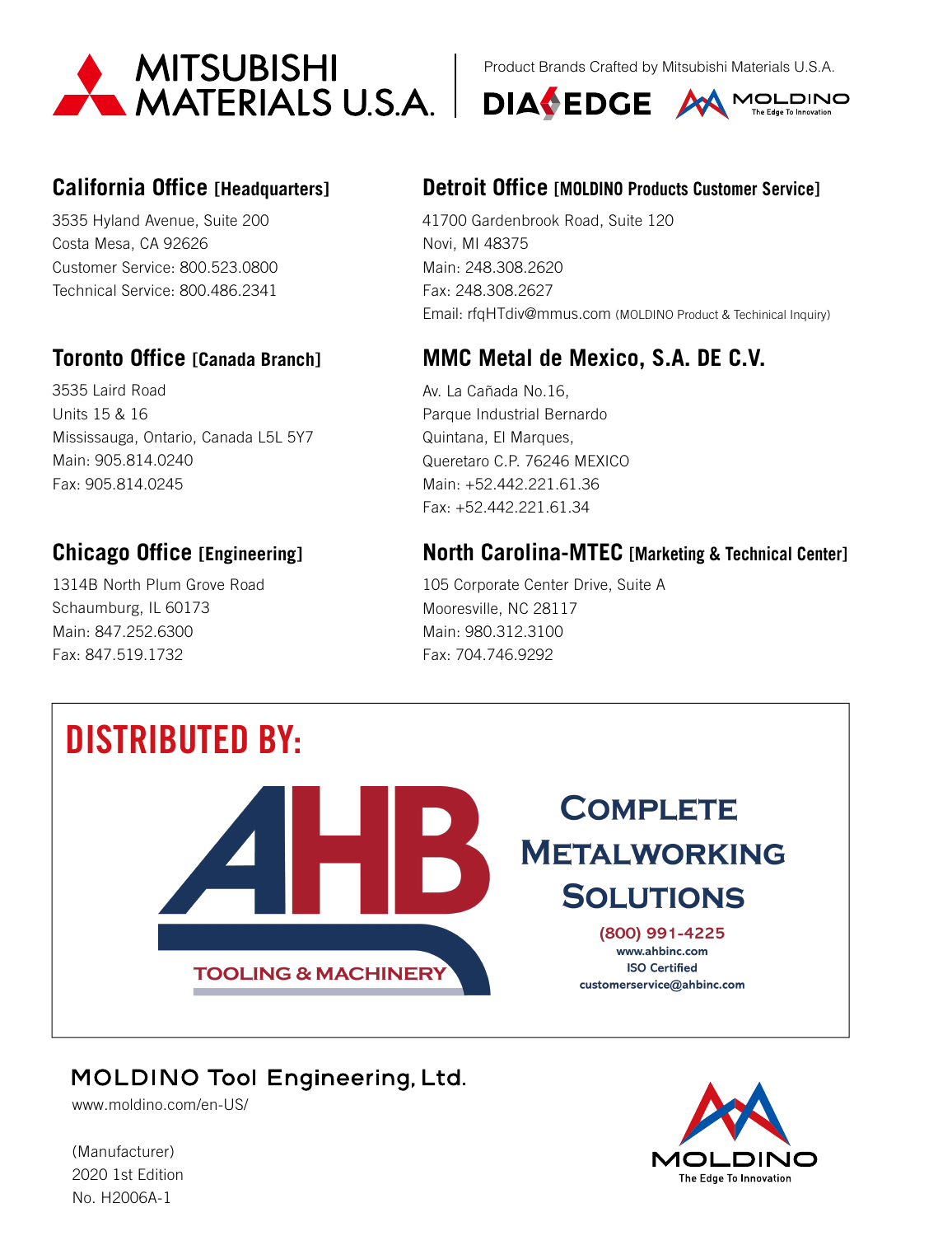MITSUBISHI MATERIALS U.S.A.

Product Brands Crafted by Mitsubishi Materials U.S.A.

DIAEDGE MOLDINO The Edge To Innovation

## California Office [Headquarters]

3535 Hyland Avenue, Suite 200
Costa Mesa, CA 92626
Customer Service: 800.523.0800
Technical Service: 800.486.2341

## Detroit Office [MOLDINO Products Customer Service]

41700 Gardenbrook Road, Suite 120
Novi, MI 48375
Main: 248.308.2620
Fax: 248.308.2627
Email: rfqHTdiv@mmus.com (MOLDINO Product & Techinical Inquiry)

## Toronto Office [Canada Branch]

3535 Laird Road
Units 15 & 16
Mississauga, Ontario, Canada L5L 5Y7
Main: 905.814.0240
Fax: 905.814.0245

## MMC Metal de Mexico, S.A. DE C.V.

Av. La Cañada No.16,
Parque Industrial Bernardo
Quintana, El Marques,
Queretaro C.P. 76246 MEXICO
Main: +52.442.221.61.36
Fax: +52.442.221.61.34

## Chicago Office [Engineering]

1314B North Plum Grove Road
Schaumburg, IL 60173
Main: 847.252.6300
Fax: 847.519.1732

## North Carolina-MTEC [Marketing & Technical Center]

105 Corporate Center Drive, Suite A
Mooresville, NC 28117
Main: 980.312.3100
Fax: 704.746.9292

## DISTRIBUTED BY:

AHB TOOLING & MACHINERY

Complete Metalworking Solutions

(800) 991-4225
www.ahbinc.com
ISO Certified
customerservice@ahbinc.com

MOLDINO Tool Engineering, Ltd.
www.moldino.com/en-US/

(Manufacturer)
2020 1st Edition
No. H2006A-1

MOLDINO The Edge To Innovation